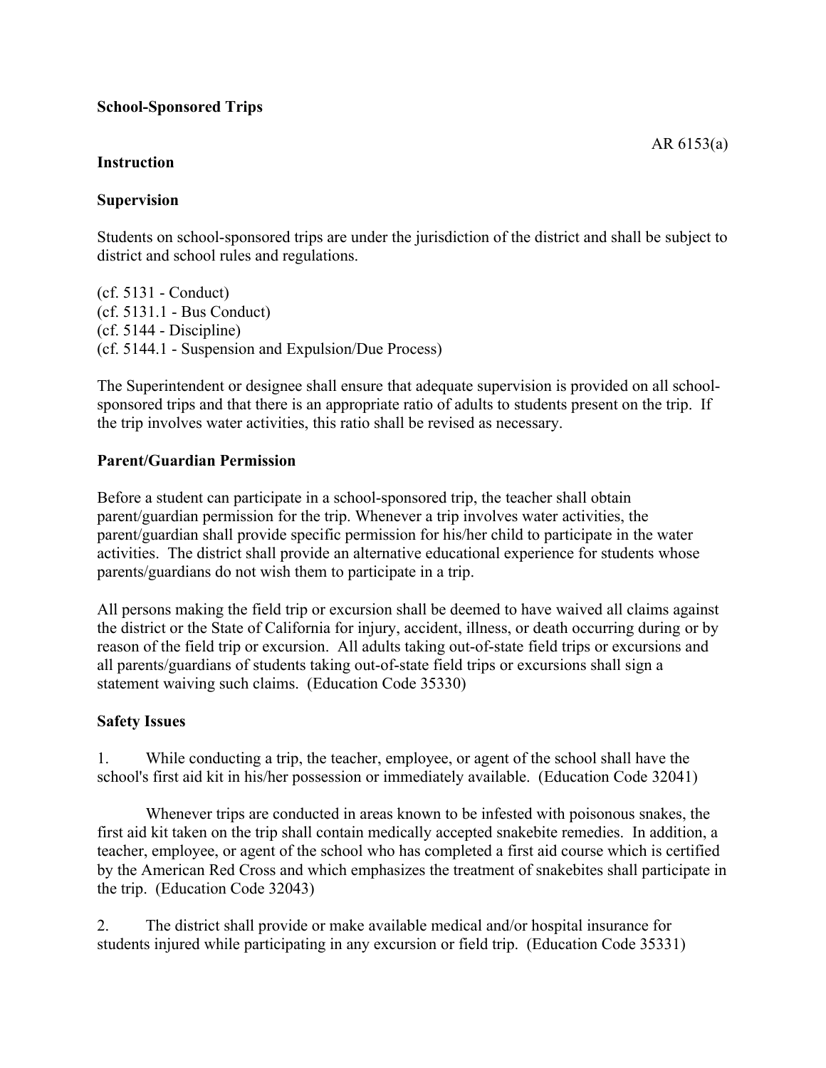**School-Sponsored Trips**

AR 6153(a)

**Instruction**

**Supervision**

Students on school-sponsored trips are under the jurisdiction of the district and shall be subject to district and school rules and regulations.

(cf. 5131 - Conduct)
(cf. 5131.1 - Bus Conduct)
(cf. 5144 - Discipline)
(cf. 5144.1 - Suspension and Expulsion/Due Process)

The Superintendent or designee shall ensure that adequate supervision is provided on all school-sponsored trips and that there is an appropriate ratio of adults to students present on the trip. If the trip involves water activities, this ratio shall be revised as necessary.

**Parent/Guardian Permission**

Before a student can participate in a school-sponsored trip, the teacher shall obtain parent/guardian permission for the trip. Whenever a trip involves water activities, the parent/guardian shall provide specific permission for his/her child to participate in the water activities. The district shall provide an alternative educational experience for students whose parents/guardians do not wish them to participate in a trip.

All persons making the field trip or excursion shall be deemed to have waived all claims against the district or the State of California for injury, accident, illness, or death occurring during or by reason of the field trip or excursion. All adults taking out-of-state field trips or excursions and all parents/guardians of students taking out-of-state field trips or excursions shall sign a statement waiving such claims. (Education Code 35330)

**Safety Issues**

1. While conducting a trip, the teacher, employee, or agent of the school shall have the school's first aid kit in his/her possession or immediately available. (Education Code 32041)

   Whenever trips are conducted in areas known to be infested with poisonous snakes, the first aid kit taken on the trip shall contain medically accepted snakebite remedies. In addition, a teacher, employee, or agent of the school who has completed a first aid course which is certified by the American Red Cross and which emphasizes the treatment of snakebites shall participate in the trip. (Education Code 32043)

2. The district shall provide or make available medical and/or hospital insurance for students injured while participating in any excursion or field trip. (Education Code 35331)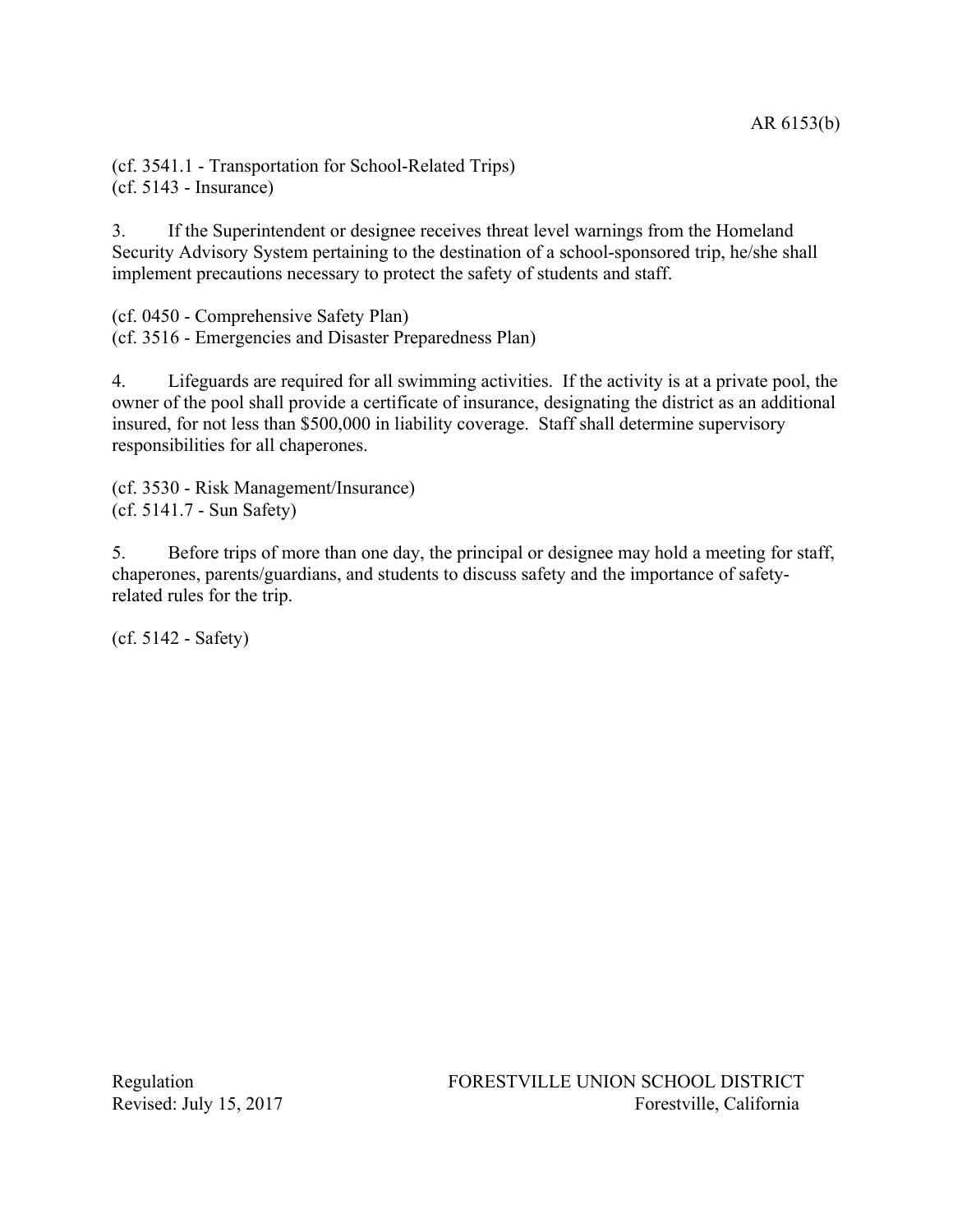(cf. 3541.1 - Transportation for School-Related Trips)
(cf. 5143 - Insurance)

3. If the Superintendent or designee receives threat level warnings from the Homeland Security Advisory System pertaining to the destination of a school-sponsored trip, he/she shall implement precautions necessary to protect the safety of students and staff.

(cf. 0450 - Comprehensive Safety Plan)
(cf. 3516 - Emergencies and Disaster Preparedness Plan)

4. Lifeguards are required for all swimming activities. If the activity is at a private pool, the owner of the pool shall provide a certificate of insurance, designating the district as an additional insured, for not less than $500,000 in liability coverage. Staff shall determine supervisory responsibilities for all chaperones.

(cf. 3530 - Risk Management/Insurance)
(cf. 5141.7 - Sun Safety)

5. Before trips of more than one day, the principal or designee may hold a meeting for staff, chaperones, parents/guardians, and students to discuss safety and the importance of safety-related rules for the trip.

(cf. 5142 - Safety)

Regulation
Revised: July 15, 2017

FORESTVILLE UNION SCHOOL DISTRICT
Forestville, California